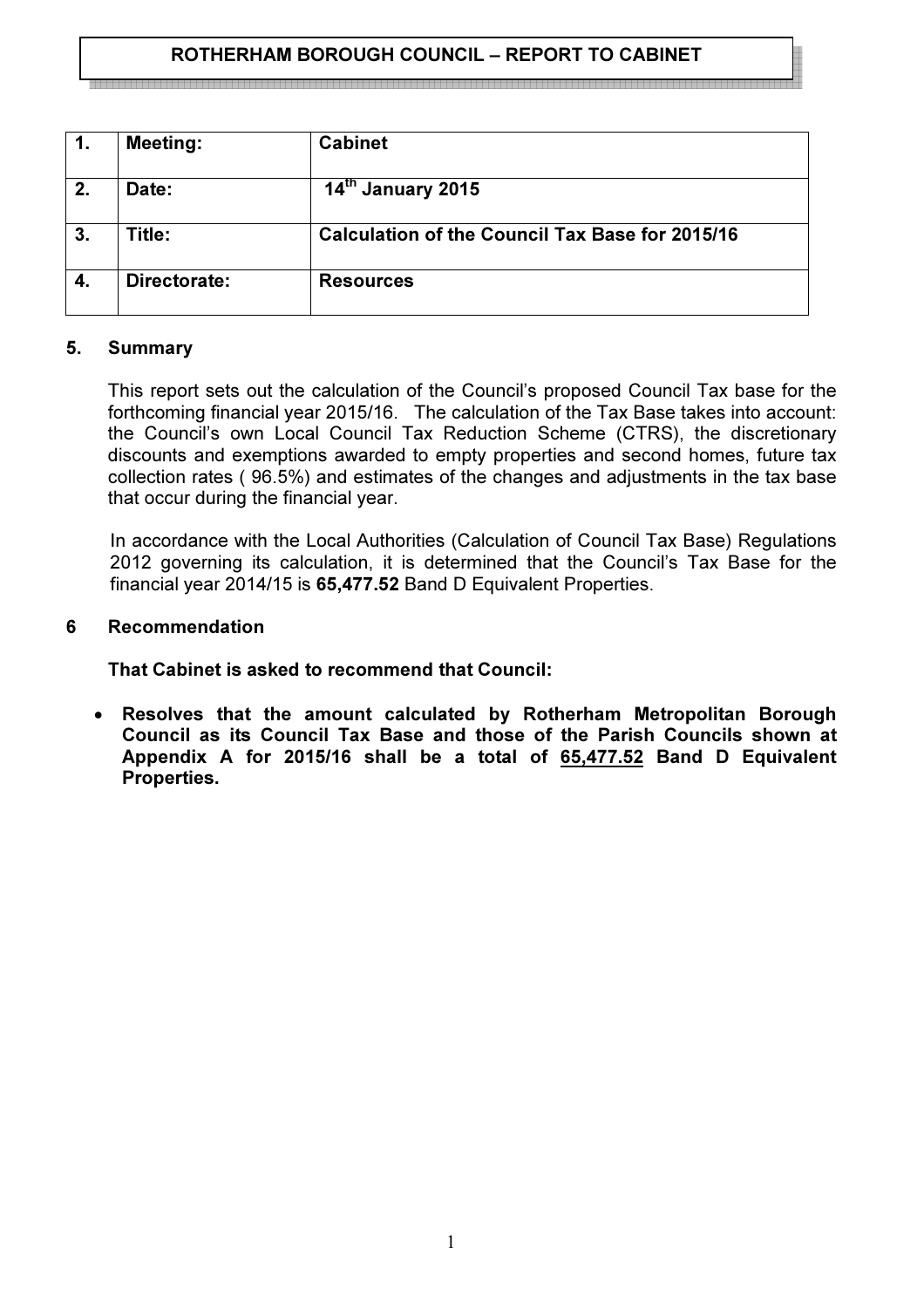**ROTHERHAM BOROUGH COUNCIL – REPORT TO CABINET**

| | | |
|---|---|---|
| **1.** | **Meeting:** | **Cabinet** |
| **2.** | **Date:** | **14th January 2015** |
| **3.** | **Title:** | **Calculation of the Council Tax Base for 2015/16** |
| **4.** | **Directorate:** | **Resources** |

## 5. Summary

This report sets out the calculation of the Council's proposed Council Tax base for the forthcoming financial year 2015/16. The calculation of the Tax Base takes into account: the Council's own Local Council Tax Reduction Scheme (CTRS), the discretionary discounts and exemptions awarded to empty properties and second homes, future tax collection rates ( 96.5%) and estimates of the changes and adjustments in the tax base that occur during the financial year.

In accordance with the Local Authorities (Calculation of Council Tax Base) Regulations 2012 governing its calculation, it is determined that the Council's Tax Base for the financial year 2014/15 is **65,477.52** Band D Equivalent Properties.

## 6 Recommendation

**That Cabinet is asked to recommend that Council:**

- **Resolves that the amount calculated by Rotherham Metropolitan Borough Council as its Council Tax Base and those of the Parish Councils shown at Appendix A for 2015/16 shall be a total of <u>65,477.52</u> Band D Equivalent Properties.**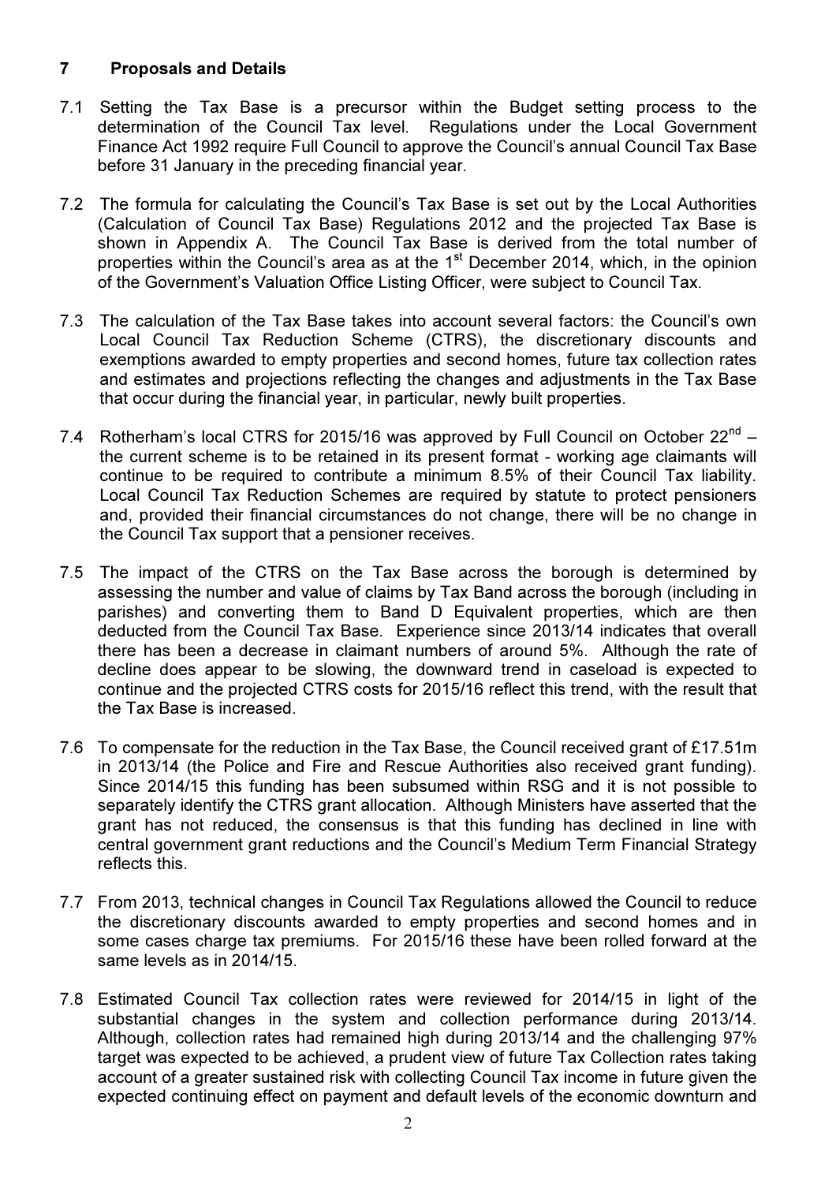## 7 Proposals and Details

7.1 Setting the Tax Base is a precursor within the Budget setting process to the determination of the Council Tax level. Regulations under the Local Government Finance Act 1992 require Full Council to approve the Council's annual Council Tax Base before 31 January in the preceding financial year.

7.2 The formula for calculating the Council's Tax Base is set out by the Local Authorities (Calculation of Council Tax Base) Regulations 2012 and the projected Tax Base is shown in Appendix A. The Council Tax Base is derived from the total number of properties within the Council's area as at the 1st December 2014, which, in the opinion of the Government's Valuation Office Listing Officer, were subject to Council Tax.

7.3 The calculation of the Tax Base takes into account several factors: the Council's own Local Council Tax Reduction Scheme (CTRS), the discretionary discounts and exemptions awarded to empty properties and second homes, future tax collection rates and estimates and projections reflecting the changes and adjustments in the Tax Base that occur during the financial year, in particular, newly built properties.

7.4 Rotherham's local CTRS for 2015/16 was approved by Full Council on October 22nd – the current scheme is to be retained in its present format - working age claimants will continue to be required to contribute a minimum 8.5% of their Council Tax liability. Local Council Tax Reduction Schemes are required by statute to protect pensioners and, provided their financial circumstances do not change, there will be no change in the Council Tax support that a pensioner receives.

7.5 The impact of the CTRS on the Tax Base across the borough is determined by assessing the number and value of claims by Tax Band across the borough (including in parishes) and converting them to Band D Equivalent properties, which are then deducted from the Council Tax Base. Experience since 2013/14 indicates that overall there has been a decrease in claimant numbers of around 5%. Although the rate of decline does appear to be slowing, the downward trend in caseload is expected to continue and the projected CTRS costs for 2015/16 reflect this trend, with the result that the Tax Base is increased.

7.6 To compensate for the reduction in the Tax Base, the Council received grant of £17.51m in 2013/14 (the Police and Fire and Rescue Authorities also received grant funding). Since 2014/15 this funding has been subsumed within RSG and it is not possible to separately identify the CTRS grant allocation. Although Ministers have asserted that the grant has not reduced, the consensus is that this funding has declined in line with central government grant reductions and the Council's Medium Term Financial Strategy reflects this.

7.7 From 2013, technical changes in Council Tax Regulations allowed the Council to reduce the discretionary discounts awarded to empty properties and second homes and in some cases charge tax premiums. For 2015/16 these have been rolled forward at the same levels as in 2014/15.

7.8 Estimated Council Tax collection rates were reviewed for 2014/15 in light of the substantial changes in the system and collection performance during 2013/14. Although, collection rates had remained high during 2013/14 and the challenging 97% target was expected to be achieved, a prudent view of future Tax Collection rates taking account of a greater sustained risk with collecting Council Tax income in future given the expected continuing effect on payment and default levels of the economic downturn and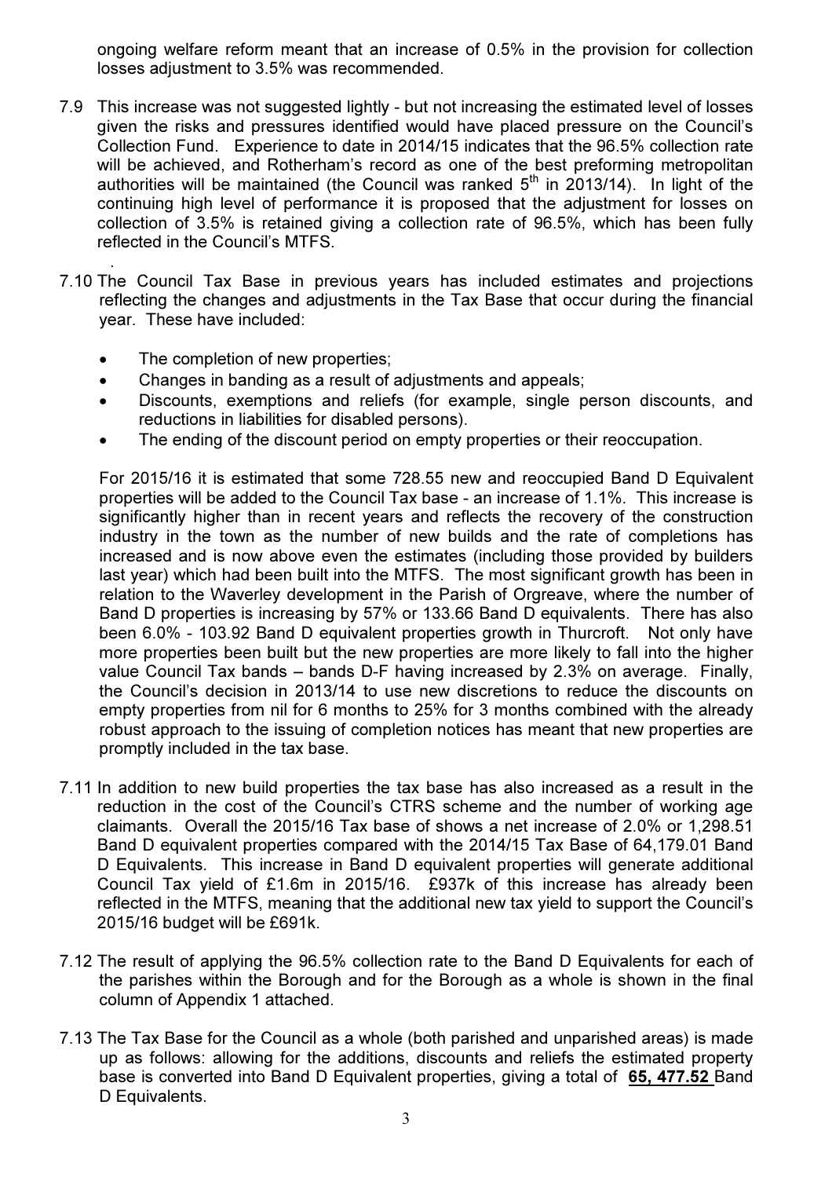ongoing welfare reform meant that an increase of 0.5% in the provision for collection losses adjustment to 3.5% was recommended.

7.9 This increase was not suggested lightly - but not increasing the estimated level of losses given the risks and pressures identified would have placed pressure on the Council's Collection Fund. Experience to date in 2014/15 indicates that the 96.5% collection rate will be achieved, and Rotherham's record as one of the best preforming metropolitan authorities will be maintained (the Council was ranked 5th in 2013/14). In light of the continuing high level of performance it is proposed that the adjustment for losses on collection of 3.5% is retained giving a collection rate of 96.5%, which has been fully reflected in the Council's MTFS.

.

7.10 The Council Tax Base in previous years has included estimates and projections reflecting the changes and adjustments in the Tax Base that occur during the financial year. These have included:

- The completion of new properties;
- Changes in banding as a result of adjustments and appeals;
- Discounts, exemptions and reliefs (for example, single person discounts, and reductions in liabilities for disabled persons).
- The ending of the discount period on empty properties or their reoccupation.

For 2015/16 it is estimated that some 728.55 new and reoccupied Band D Equivalent properties will be added to the Council Tax base - an increase of 1.1%. This increase is significantly higher than in recent years and reflects the recovery of the construction industry in the town as the number of new builds and the rate of completions has increased and is now above even the estimates (including those provided by builders last year) which had been built into the MTFS. The most significant growth has been in relation to the Waverley development in the Parish of Orgreave, where the number of Band D properties is increasing by 57% or 133.66 Band D equivalents. There has also been 6.0% - 103.92 Band D equivalent properties growth in Thurcroft. Not only have more properties been built but the new properties are more likely to fall into the higher value Council Tax bands – bands D-F having increased by 2.3% on average. Finally, the Council's decision in 2013/14 to use new discretions to reduce the discounts on empty properties from nil for 6 months to 25% for 3 months combined with the already robust approach to the issuing of completion notices has meant that new properties are promptly included in the tax base.

7.11 In addition to new build properties the tax base has also increased as a result in the reduction in the cost of the Council's CTRS scheme and the number of working age claimants. Overall the 2015/16 Tax base of shows a net increase of 2.0% or 1,298.51 Band D equivalent properties compared with the 2014/15 Tax Base of 64,179.01 Band D Equivalents. This increase in Band D equivalent properties will generate additional Council Tax yield of £1.6m in 2015/16. £937k of this increase has already been reflected in the MTFS, meaning that the additional new tax yield to support the Council's 2015/16 budget will be £691k.

7.12 The result of applying the 96.5% collection rate to the Band D Equivalents for each of the parishes within the Borough and for the Borough as a whole is shown in the final column of Appendix 1 attached.

7.13 The Tax Base for the Council as a whole (both parished and unparished areas) is made up as follows: allowing for the additions, discounts and reliefs the estimated property base is converted into Band D Equivalent properties, giving a total of **65, 477.52** Band D Equivalents.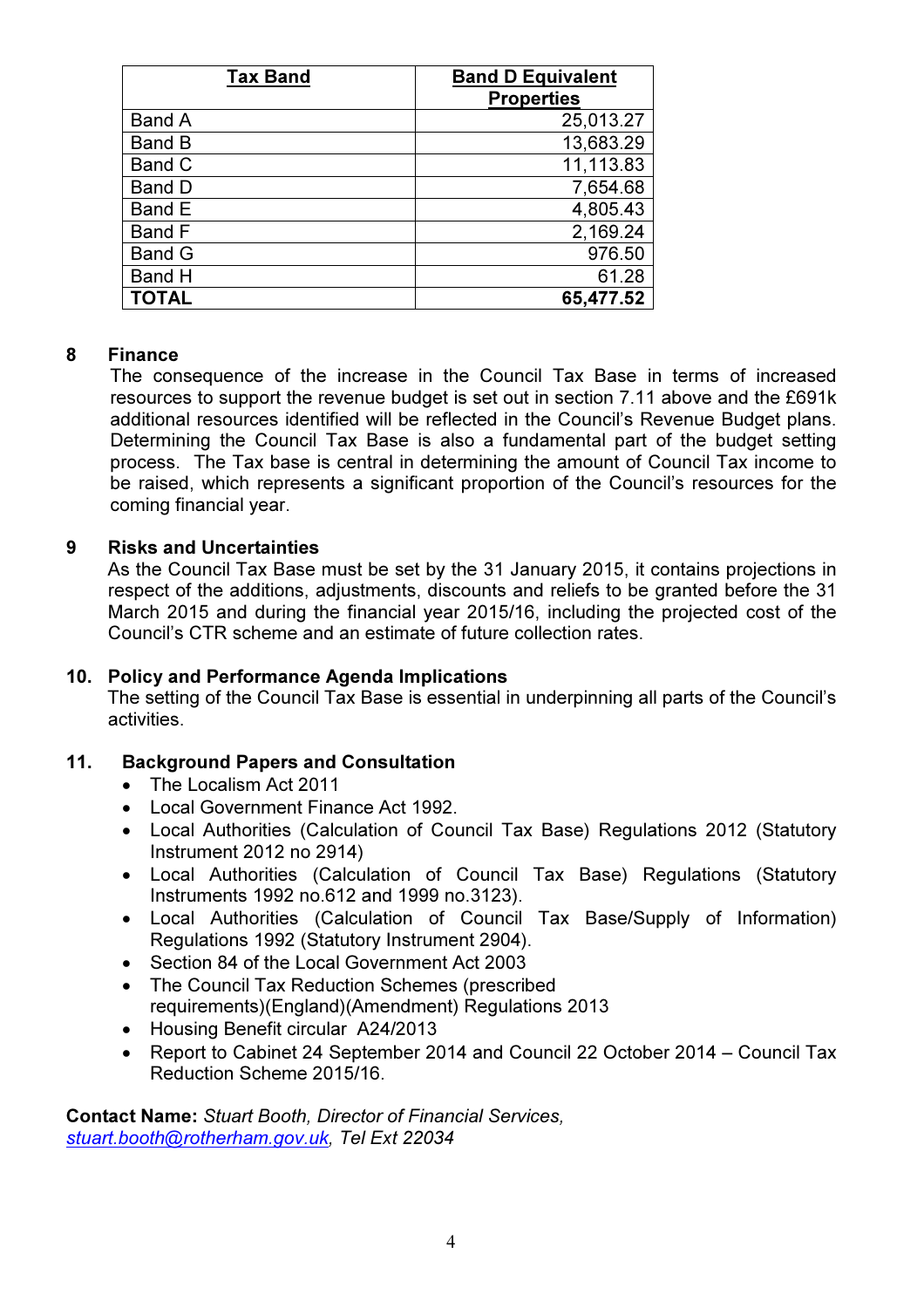| Tax Band | Band D Equivalent Properties |
|---|---|
| Band A | 25,013.27 |
| Band B | 13,683.29 |
| Band C | 11,113.83 |
| Band D | 7,654.68 |
| Band E | 4,805.43 |
| Band F | 2,169.24 |
| Band G | 976.50 |
| Band H | 61.28 |
| **TOTAL** | **65,477.52** |

## 8 Finance

The consequence of the increase in the Council Tax Base in terms of increased resources to support the revenue budget is set out in section 7.11 above and the £691k additional resources identified will be reflected in the Council's Revenue Budget plans. Determining the Council Tax Base is also a fundamental part of the budget setting process. The Tax base is central in determining the amount of Council Tax income to be raised, which represents a significant proportion of the Council's resources for the coming financial year.

## 9 Risks and Uncertainties

As the Council Tax Base must be set by the 31 January 2015, it contains projections in respect of the additions, adjustments, discounts and reliefs to be granted before the 31 March 2015 and during the financial year 2015/16, including the projected cost of the Council's CTR scheme and an estimate of future collection rates.

## 10. Policy and Performance Agenda Implications

The setting of the Council Tax Base is essential in underpinning all parts of the Council's activities.

## 11. Background Papers and Consultation

- The Localism Act 2011
- Local Government Finance Act 1992.
- Local Authorities (Calculation of Council Tax Base) Regulations 2012 (Statutory Instrument 2012 no 2914)
- Local Authorities (Calculation of Council Tax Base) Regulations (Statutory Instruments 1992 no.612 and 1999 no.3123).
- Local Authorities (Calculation of Council Tax Base/Supply of Information) Regulations 1992 (Statutory Instrument 2904).
- Section 84 of the Local Government Act 2003
- The Council Tax Reduction Schemes (prescribed requirements)(England)(Amendment) Regulations 2013
- Housing Benefit circular A24/2013
- Report to Cabinet 24 September 2014 and Council 22 October 2014 – Council Tax Reduction Scheme 2015/16.

**Contact Name:** *Stuart Booth, Director of Financial Services, stuart.booth@rotherham.gov.uk, Tel Ext 22034*